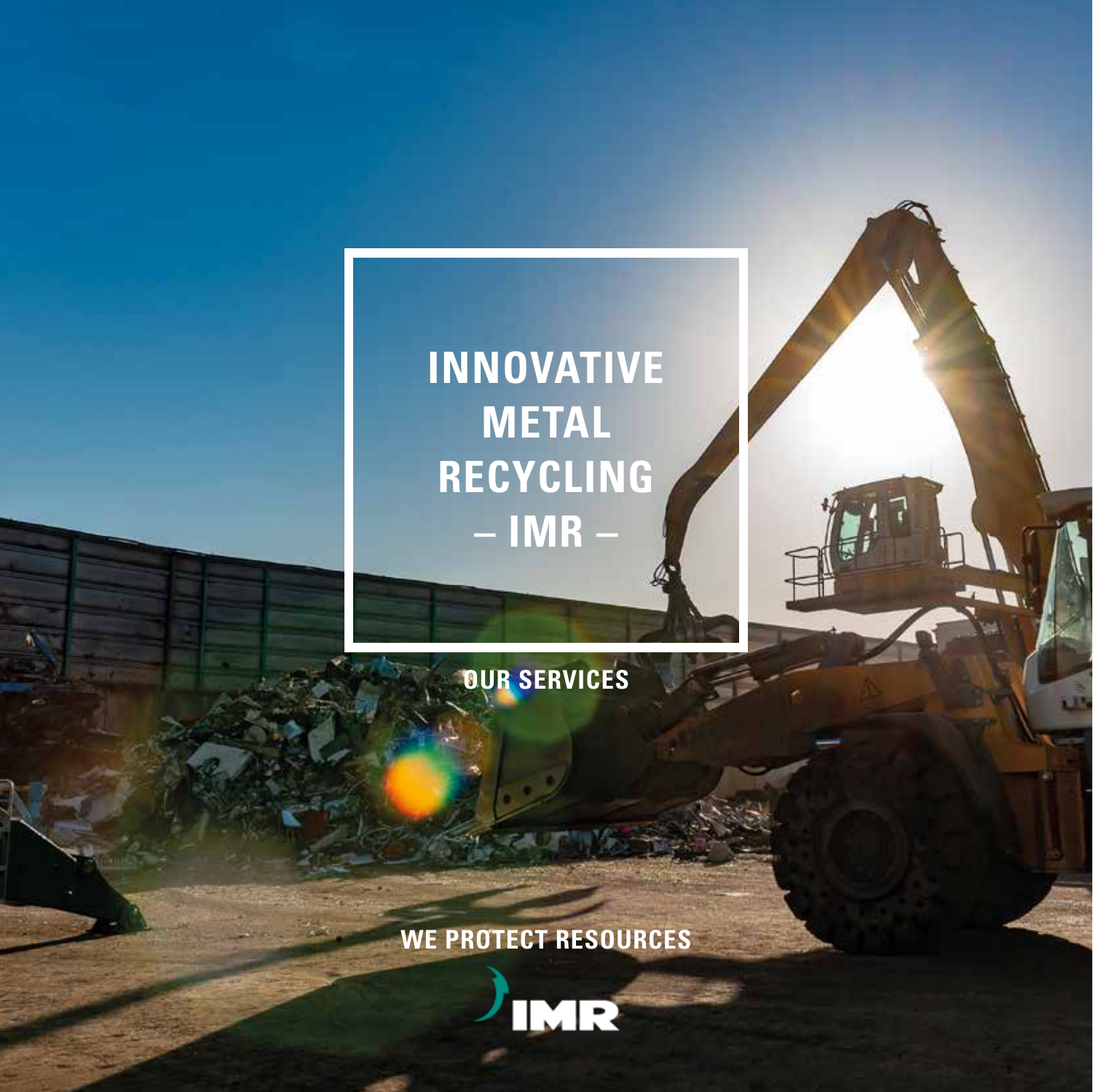# INNOVATIVE METAL RECYCLING – IMR –

OUR SERVICES

WE PROTECT RESOURCES

IMR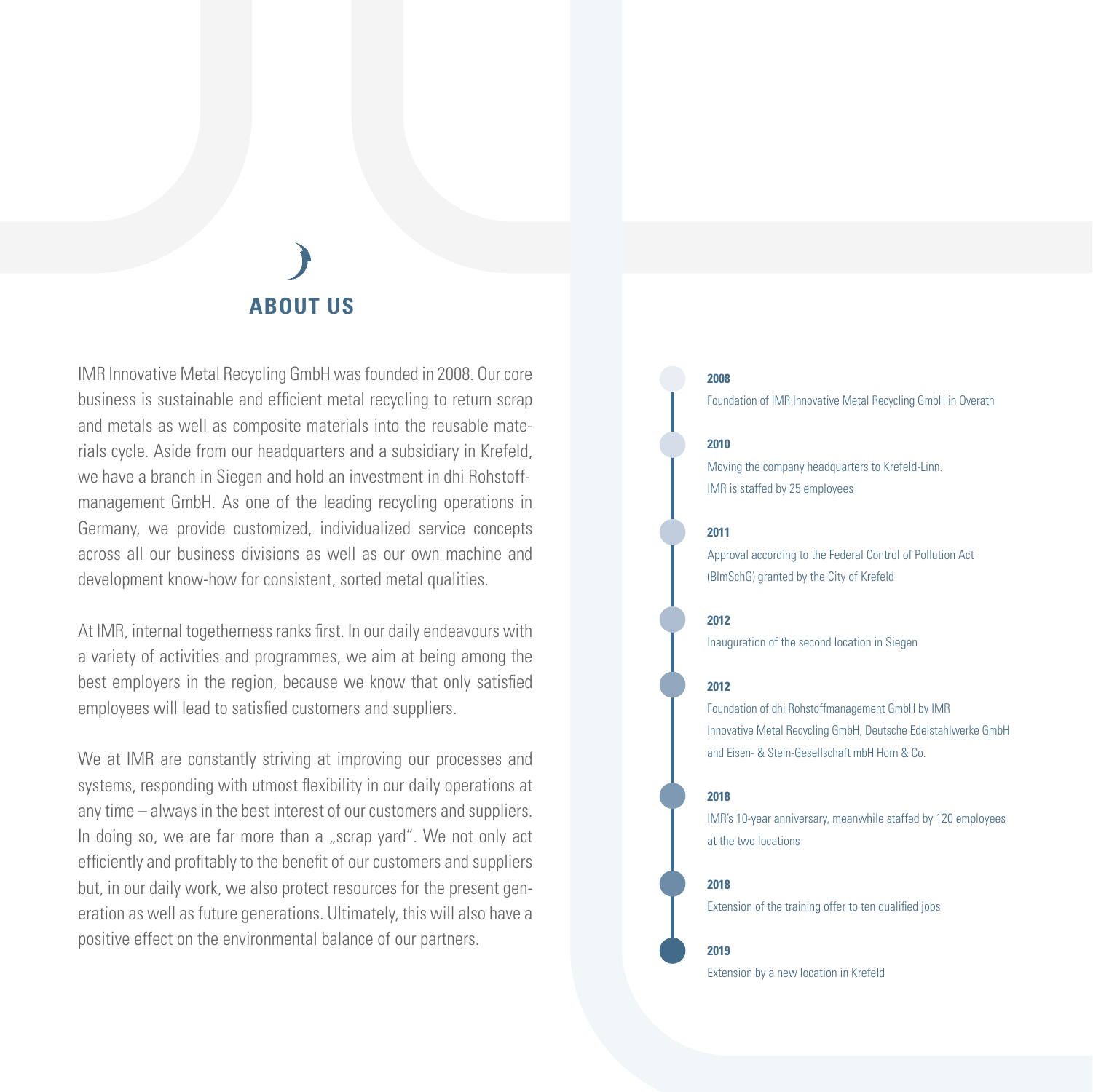## ABOUT US

IMR Innovative Metal Recycling GmbH was founded in 2008. Our core business is sustainable and efficient metal recycling to return scrap and metals as well as composite materials into the reusable materials cycle. Aside from our headquarters and a subsidiary in Krefeld, we have a branch in Siegen and hold an investment in dhi Rohstoffmanagement GmbH. As one of the leading recycling operations in Germany, we provide customized, individualized service concepts across all our business divisions as well as our own machine and development know-how for consistent, sorted metal qualities.

At IMR, internal togetherness ranks first. In our daily endeavours with a variety of activities and programmes, we aim at being among the best employers in the region, because we know that only satisfied employees will lead to satisfied customers and suppliers.

We at IMR are constantly striving at improving our processes and systems, responding with utmost flexibility in our daily operations at any time – always in the best interest of our customers and suppliers. In doing so, we are far more than a „scrap yard". We not only act efficiently and profitably to the benefit of our customers and suppliers but, in our daily work, we also protect resources for the present generation as well as future generations. Ultimately, this will also have a positive effect on the environmental balance of our partners.

**2008**
Foundation of IMR Innovative Metal Recycling GmbH in Overath

**2010**
Moving the company headquarters to Krefeld-Linn.
IMR is staffed by 25 employees

**2011**
Approval according to the Federal Control of Pollution Act (BImSchG) granted by the City of Krefeld

**2012**
Inauguration of the second location in Siegen

**2012**
Foundation of dhi Rohstoffmanagement GmbH by IMR Innovative Metal Recycling GmbH, Deutsche Edelstahlwerke GmbH and Eisen- & Stein-Gesellschaft mbH Horn & Co.

**2018**
IMR's 10-year anniversary, meanwhile staffed by 120 employees at the two locations

**2018**
Extension of the training offer to ten qualified jobs

**2019**
Extension by a new location in Krefeld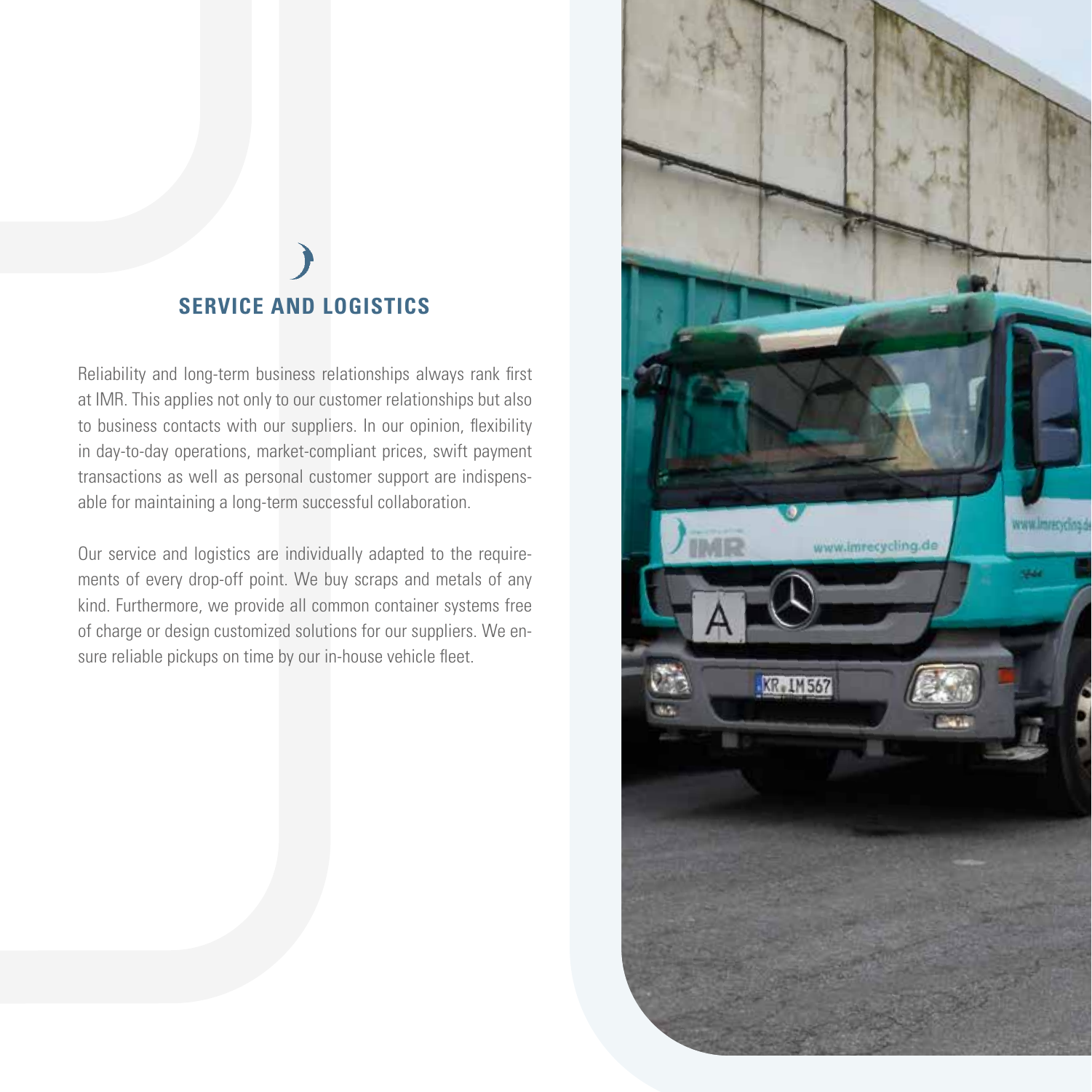## SERVICE AND LOGISTICS

Reliability and long-term business relationships always rank first at IMR. This applies not only to our customer relationships but also to business contacts with our suppliers. In our opinion, flexibility in day-to-day operations, market-compliant prices, swift payment transactions as well as personal customer support are indispensable for maintaining a long-term successful collaboration.

Our service and logistics are individually adapted to the requirements of every drop-off point. We buy scraps and metals of any kind. Furthermore, we provide all common container systems free of charge or design customized solutions for our suppliers. We ensure reliable pickups on time by our in-house vehicle fleet.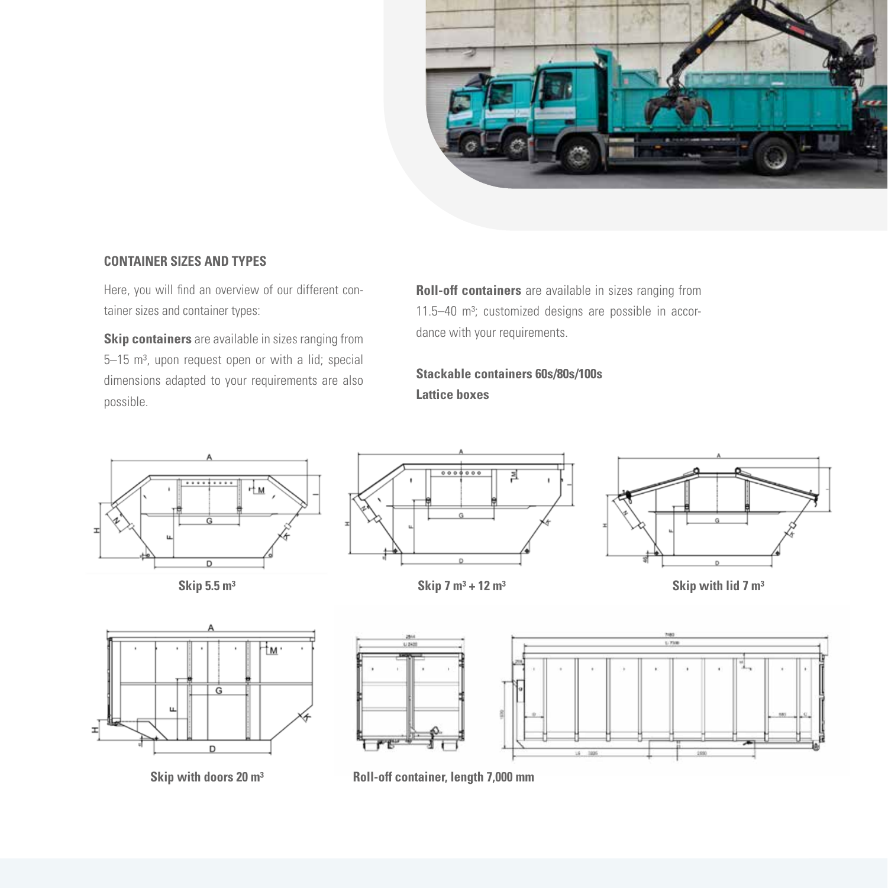## CONTAINER SIZES AND TYPES

Here, you will find an overview of our different container sizes and container types:

**Skip containers** are available in sizes ranging from 5–15 m³, upon request open or with a lid; special dimensions adapted to your requirements are also possible.

**Roll-off containers** are available in sizes ranging from 11.5–40 m³; customized designs are possible in accordance with your requirements.

**Stackable containers 60s/80s/100s**

**Lattice boxes**

**Skip 5.5 m³**

**Skip 7 m³ + 12 m³**

**Skip with lid 7 m³**

**Skip with doors 20 m³**

**Roll-off container, length 7,000 mm**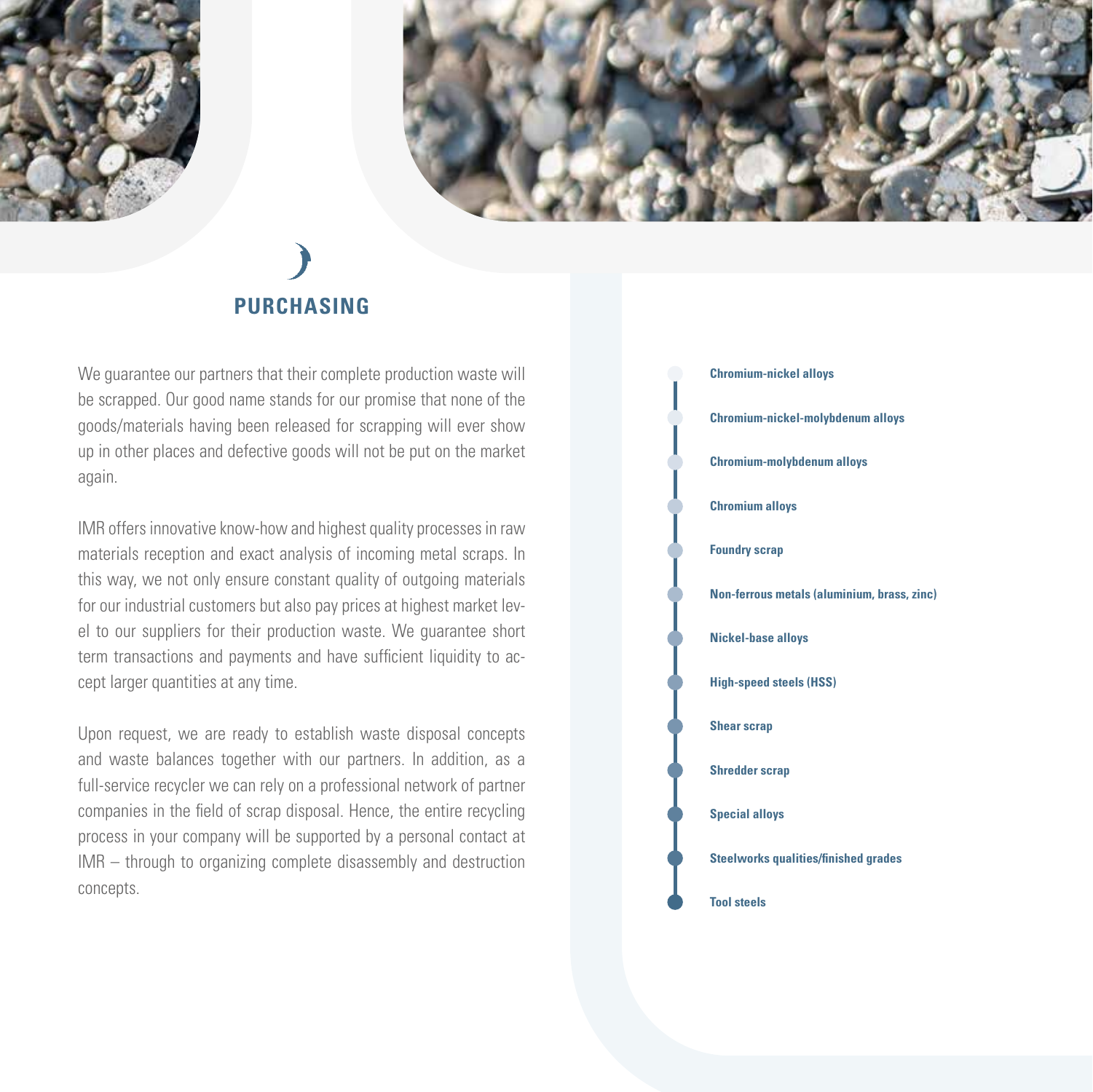## PURCHASING

We guarantee our partners that their complete production waste will be scrapped. Our good name stands for our promise that none of the goods/materials having been released for scrapping will ever show up in other places and defective goods will not be put on the market again.

IMR offers innovative know-how and highest quality processes in raw materials reception and exact analysis of incoming metal scraps. In this way, we not only ensure constant quality of outgoing materials for our industrial customers but also pay prices at highest market level to our suppliers for their production waste. We guarantee short term transactions and payments and have sufficient liquidity to accept larger quantities at any time.

Upon request, we are ready to establish waste disposal concepts and waste balances together with our partners. In addition, as a full-service recycler we can rely on a professional network of partner companies in the field of scrap disposal. Hence, the entire recycling process in your company will be supported by a personal contact at IMR – through to organizing complete disassembly and destruction concepts.

- **Chromium-nickel alloys**
- **Chromium-nickel-molybdenum alloys**
- **Chromium-molybdenum alloys**
- **Chromium alloys**
- **Foundry scrap**
- **Non-ferrous metals (aluminium, brass, zinc)**
- **Nickel-base alloys**
- **High-speed steels (HSS)**
- **Shear scrap**
- **Shredder scrap**
- **Special alloys**
- **Steelworks qualities/finished grades**
- **Tool steels**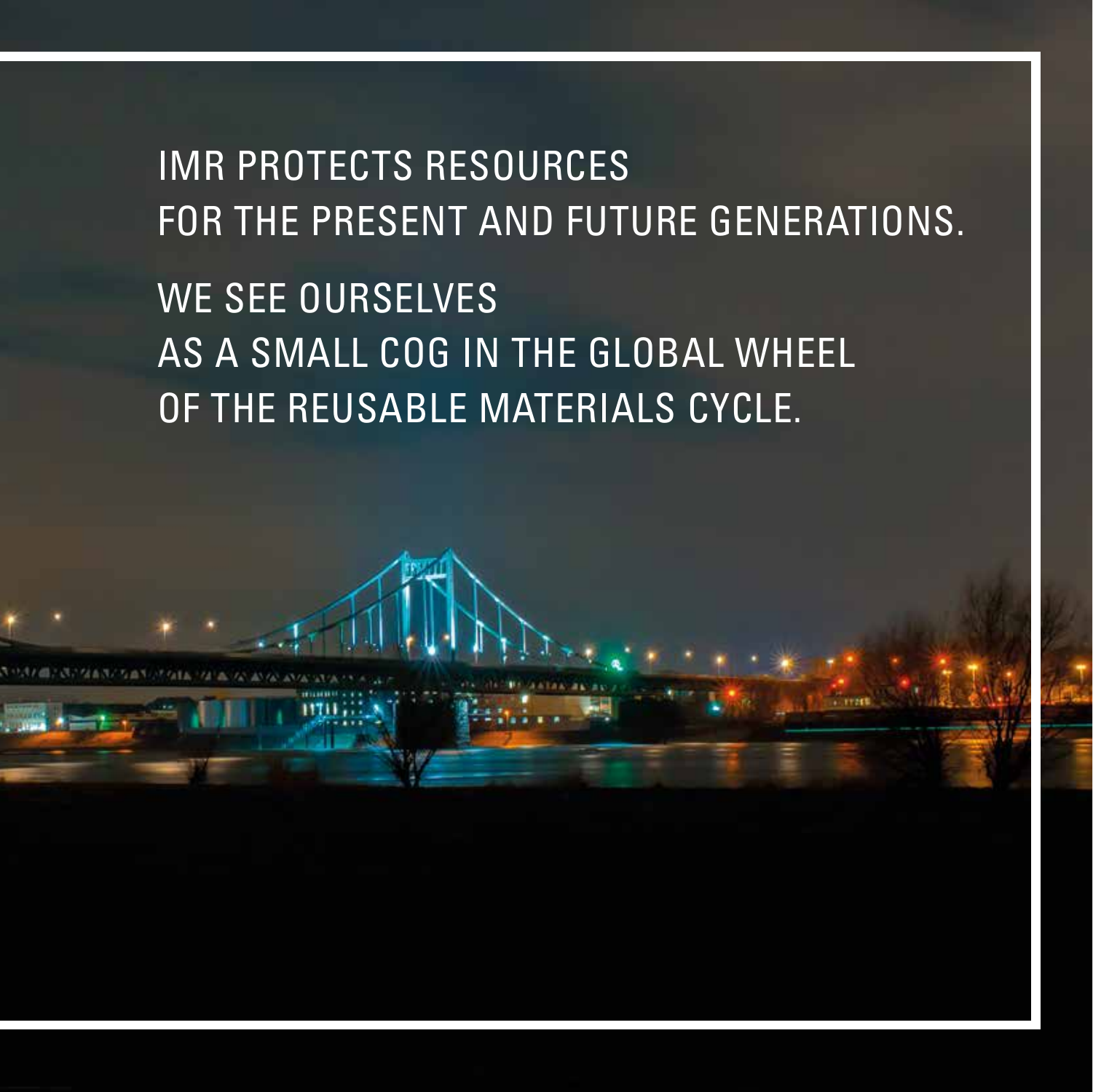IMR PROTECTS RESOURCES
FOR THE PRESENT AND FUTURE GENERATIONS.

WE SEE OURSELVES
AS A SMALL COG IN THE GLOBAL WHEEL
OF THE REUSABLE MATERIALS CYCLE.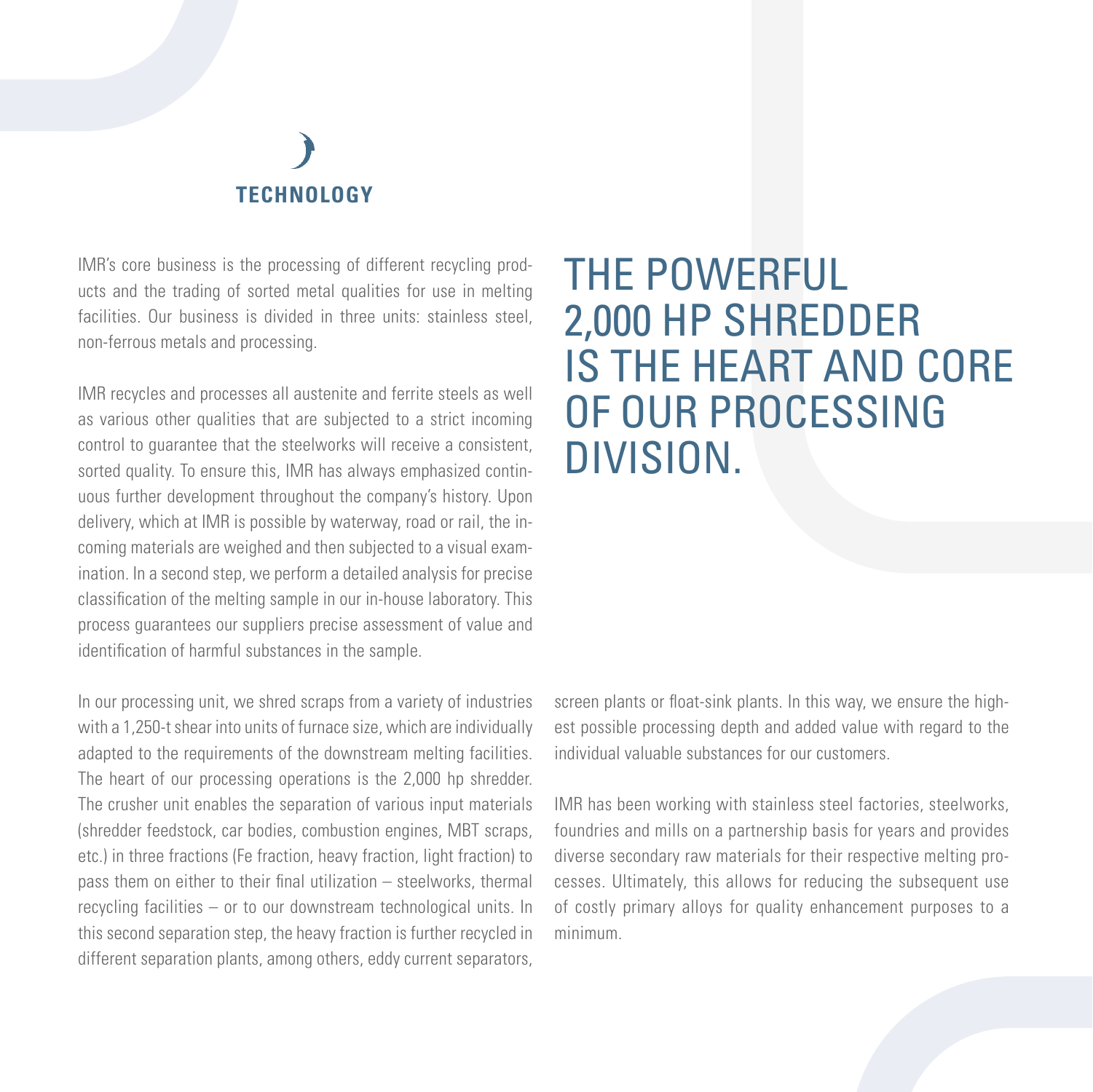## TECHNOLOGY

IMR's core business is the processing of different recycling products and the trading of sorted metal qualities for use in melting facilities. Our business is divided in three units: stainless steel, non-ferrous metals and processing.

IMR recycles and processes all austenite and ferrite steels as well as various other qualities that are subjected to a strict incoming control to guarantee that the steelworks will receive a consistent, sorted quality. To ensure this, IMR has always emphasized continuous further development throughout the company's history. Upon delivery, which at IMR is possible by waterway, road or rail, the incoming materials are weighed and then subjected to a visual examination. In a second step, we perform a detailed analysis for precise classification of the melting sample in our in-house laboratory. This process guarantees our suppliers precise assessment of value and identification of harmful substances in the sample.

# THE POWERFUL 2,000 HP SHREDDER IS THE HEART AND CORE OF OUR PROCESSING DIVISION.

In our processing unit, we shred scraps from a variety of industries with a 1,250-t shear into units of furnace size, which are individually adapted to the requirements of the downstream melting facilities. The heart of our processing operations is the 2,000 hp shredder. The crusher unit enables the separation of various input materials (shredder feedstock, car bodies, combustion engines, MBT scraps, etc.) in three fractions (Fe fraction, heavy fraction, light fraction) to pass them on either to their final utilization – steelworks, thermal recycling facilities – or to our downstream technological units. In this second separation step, the heavy fraction is further recycled in different separation plants, among others, eddy current separators, screen plants or float-sink plants. In this way, we ensure the highest possible processing depth and added value with regard to the individual valuable substances for our customers.

IMR has been working with stainless steel factories, steelworks, foundries and mills on a partnership basis for years and provides diverse secondary raw materials for their respective melting processes. Ultimately, this allows for reducing the subsequent use of costly primary alloys for quality enhancement purposes to a minimum.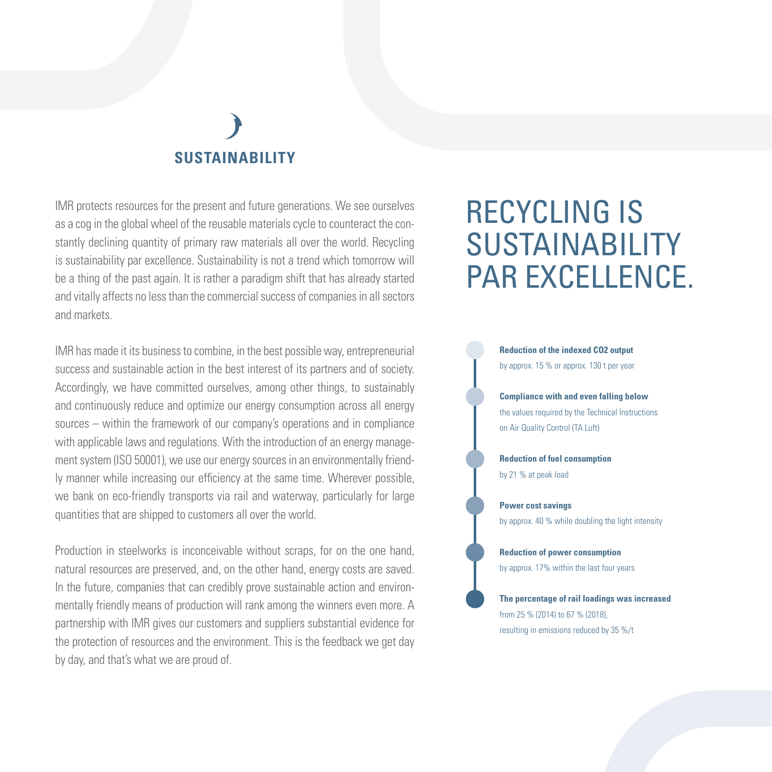## SUSTAINABILITY

IMR protects resources for the present and future generations. We see ourselves as a cog in the global wheel of the reusable materials cycle to counteract the constantly declining quantity of primary raw materials all over the world. Recycling is sustainability par excellence. Sustainability is not a trend which tomorrow will be a thing of the past again. It is rather a paradigm shift that has already started and vitally affects no less than the commercial success of companies in all sectors and markets.

IMR has made it its business to combine, in the best possible way, entrepreneurial success and sustainable action in the best interest of its partners and of society. Accordingly, we have committed ourselves, among other things, to sustainably and continuously reduce and optimize our energy consumption across all energy sources – within the framework of our company's operations and in compliance with applicable laws and regulations. With the introduction of an energy management system (ISO 50001), we use our energy sources in an environmentally friendly manner while increasing our efficiency at the same time. Wherever possible, we bank on eco-friendly transports via rail and waterway, particularly for large quantities that are shipped to customers all over the world.

Production in steelworks is inconceivable without scraps, for on the one hand, natural resources are preserved, and, on the other hand, energy costs are saved. In the future, companies that can credibly prove sustainable action and environmentally friendly means of production will rank among the winners even more. A partnership with IMR gives our customers and suppliers substantial evidence for the protection of resources and the environment. This is the feedback we get day by day, and that's what we are proud of.

# RECYCLING IS SUSTAINABILITY PAR EXCELLENCE.

**Reduction of the indexed CO2 output**
by approx. 15 % or approx. 130 t per year

**Compliance with and even falling below**
the values required by the Technical Instructions on Air Quality Control (TA Luft)

**Reduction of fuel consumption**
by 21 % at peak load

**Power cost savings**
by approx. 40 % while doubling the light intensity

**Reduction of power consumption**
by approx. 17% within the last four years

**The percentage of rail loadings was increased**
from 25 % (2014) to 67 % (2018), resulting in emissions reduced by 35 %/t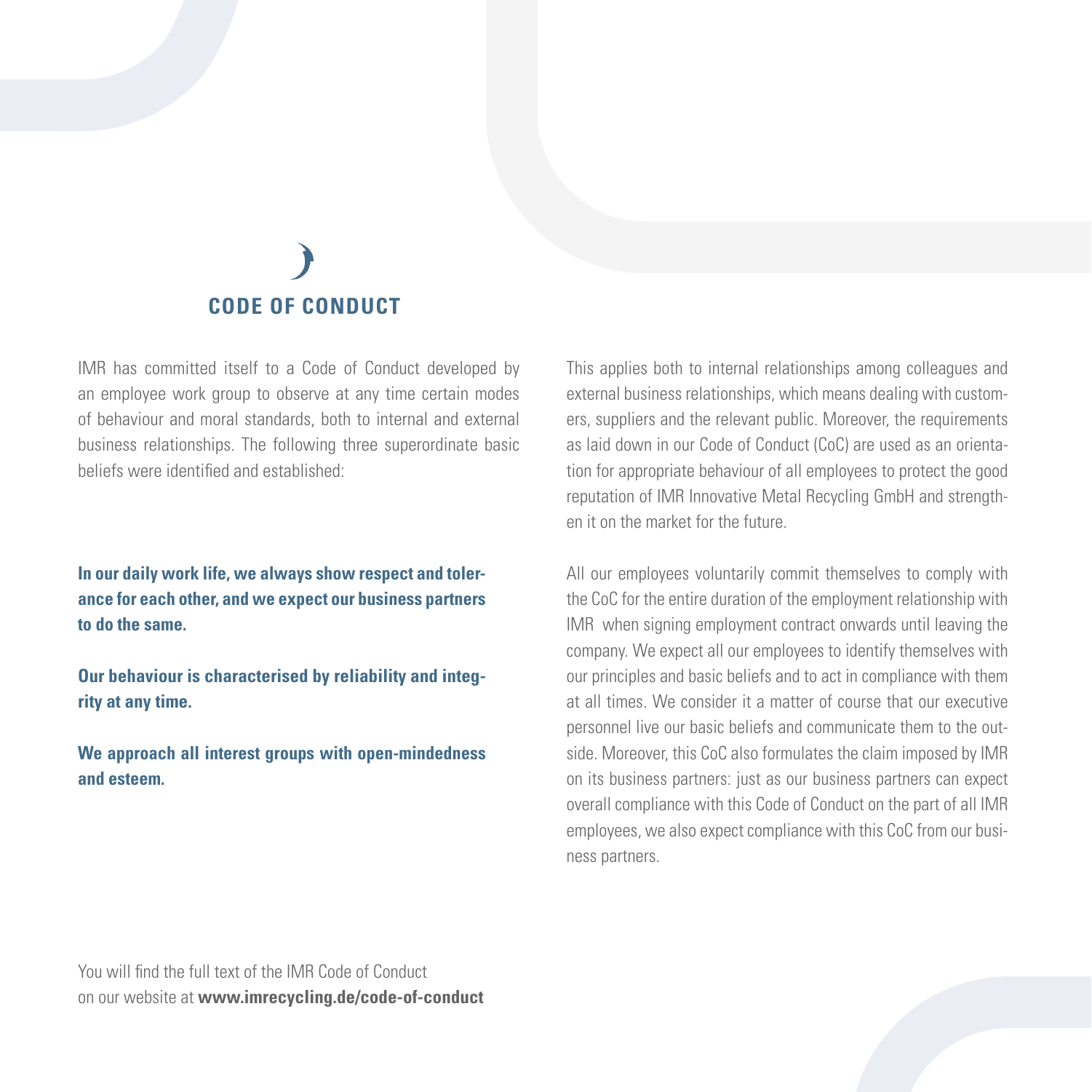## CODE OF CONDUCT

IMR has committed itself to a Code of Conduct developed by an employee work group to observe at any time certain modes of behaviour and moral standards, both to internal and external business relationships. The following three superordinate basic beliefs were identified and established:

**In our daily work life, we always show respect and tolerance for each other, and we expect our business partners to do the same.**

**Our behaviour is characterised by reliability and integrity at any time.**

**We approach all interest groups with open-mindedness and esteem.**

This applies both to internal relationships among colleagues and external business relationships, which means dealing with customers, suppliers and the relevant public. Moreover, the requirements as laid down in our Code of Conduct (CoC) are used as an orientation for appropriate behaviour of all employees to protect the good reputation of IMR Innovative Metal Recycling GmbH and strengthen it on the market for the future.

All our employees voluntarily commit themselves to comply with the CoC for the entire duration of the employment relationship with IMR when signing employment contract onwards until leaving the company. We expect all our employees to identify themselves with our principles and basic beliefs and to act in compliance with them at all times. We consider it a matter of course that our executive personnel live our basic beliefs and communicate them to the outside. Moreover, this CoC also formulates the claim imposed by IMR on its business partners: just as our business partners can expect overall compliance with this Code of Conduct on the part of all IMR employees, we also expect compliance with this CoC from our business partners.

You will find the full text of the IMR Code of Conduct on our website at **www.imrecycling.de/code-of-conduct**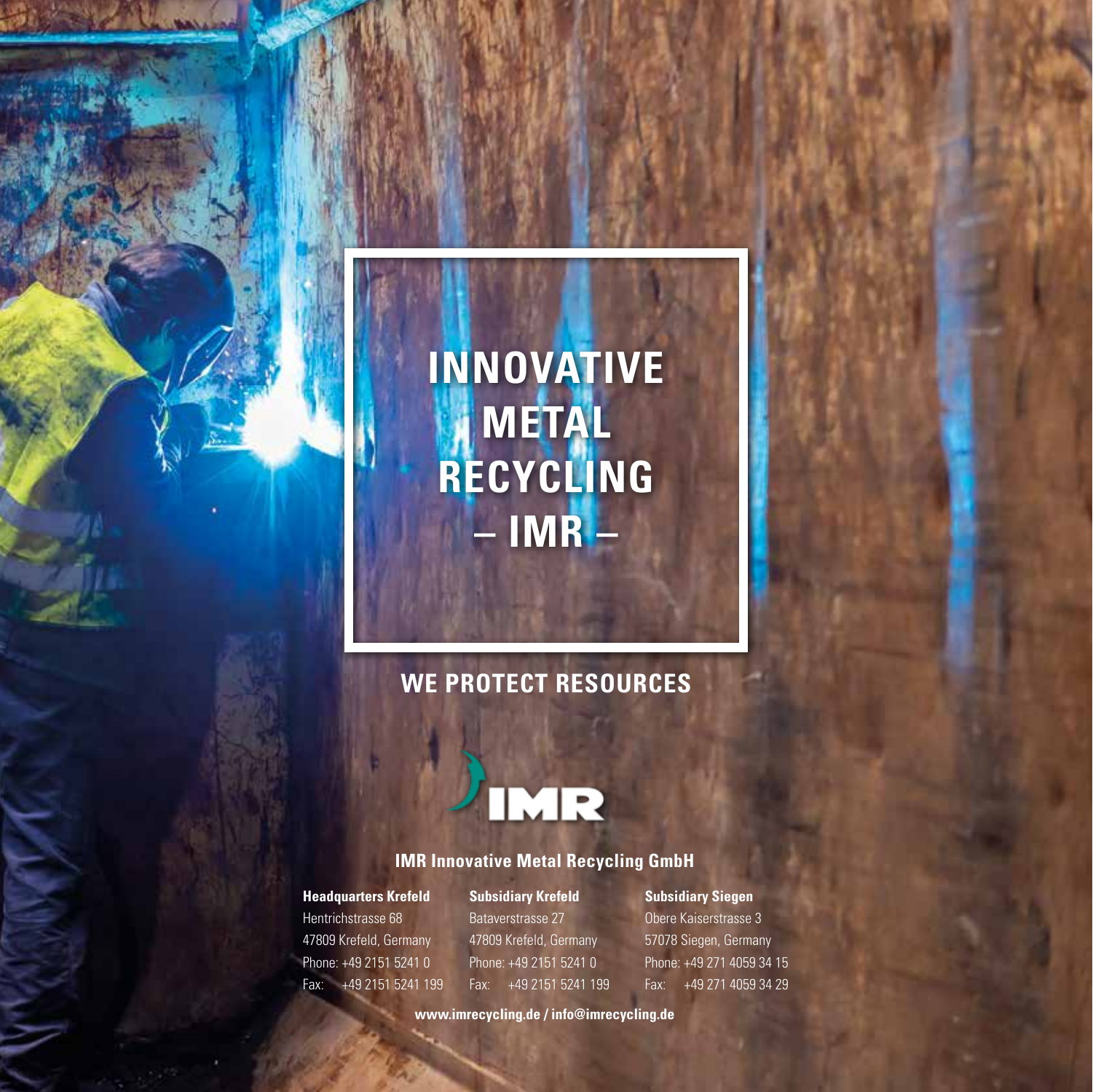# INNOVATIVE METAL RECYCLING – IMR –

## WE PROTECT RESOURCES

IMR

**IMR Innovative Metal Recycling GmbH**

**Headquarters Krefeld**
Hentrichstrasse 68
47809 Krefeld, Germany
Phone: +49 2151 5241 0
Fax: +49 2151 5241 199

**Subsidiary Krefeld**
Bataverstrasse 27
47809 Krefeld, Germany
Phone: +49 2151 5241 0
Fax: +49 2151 5241 199

**Subsidiary Siegen**
Obere Kaiserstrasse 3
57078 Siegen, Germany
Phone: +49 271 4059 34 15
Fax: +49 271 4059 34 29

**www.imrecycling.de / info@imrecycling.de**